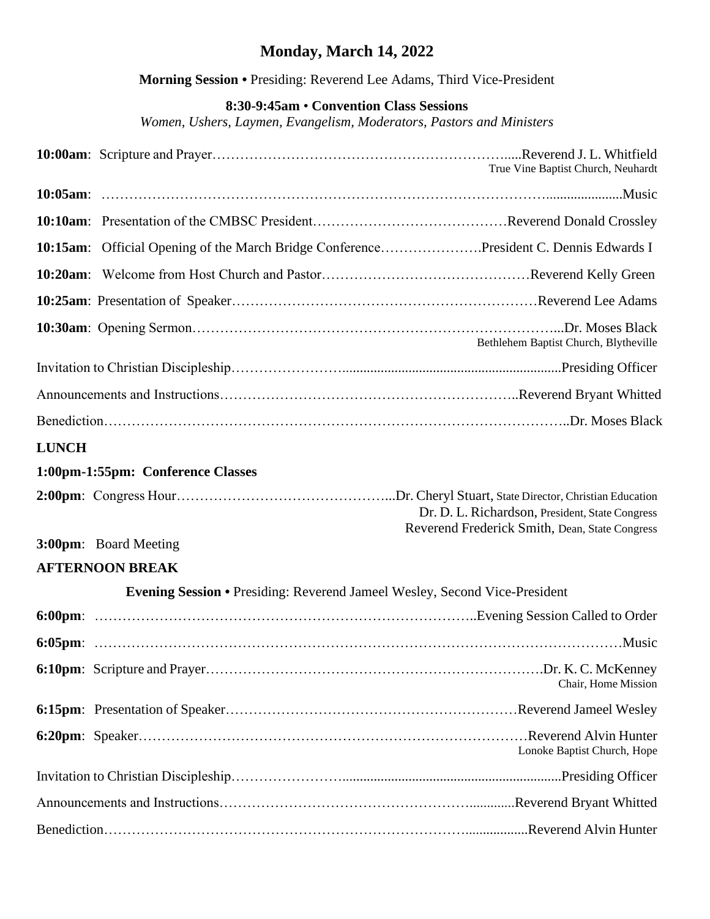# Monday, March 14, 2022

**Morning Session** • Presiding: Reverend Lee Adams, Third Vice-President

**8:30-9:45am** • **Convention Class Sessions**

*Women, Ushers, Laymen, Evangelism, Moderators, Pastors and Ministers*

**10:00am**: Scripture and Prayer……Reverend J. L. Whitfield
True Vine Baptist Church, Neuhardt

**10:05am**: ……Music

**10:10am**: Presentation of the CMBSC President……Reverend Donald Crossley

**10:15am**: Official Opening of the March Bridge Conference……President C. Dennis Edwards I

**10:20am**: Welcome from Host Church and Pastor……Reverend Kelly Green

**10:25am**: Presentation of Speaker……Reverend Lee Adams

**10:30am**: Opening Sermon……Dr. Moses Black
Bethlehem Baptist Church, Blytheville

Invitation to Christian Discipleship……Presiding Officer

Announcements and Instructions……Reverend Bryant Whitted

Benediction……Dr. Moses Black

**LUNCH**

**1:00pm-1:55pm: Conference Classes**

**2:00pm**: Congress Hour……Dr. Cheryl Stuart, State Director, Christian Education
Dr. D. L. Richardson, President, State Congress
Reverend Frederick Smith, Dean, State Congress

**3:00pm**: Board Meeting

**AFTERNOON BREAK**

**Evening Session** • Presiding: Reverend Jameel Wesley, Second Vice-President

**6:00pm**: ……Evening Session Called to Order

**6:05pm**: ……Music

**6:10pm**: Scripture and Prayer……Dr. K. C. McKenney
Chair, Home Mission

**6:15pm**: Presentation of Speaker……Reverend Jameel Wesley

**6:20pm**: Speaker……Reverend Alvin Hunter
Lonoke Baptist Church, Hope

Invitation to Christian Discipleship……Presiding Officer

Announcements and Instructions……Reverend Bryant Whitted

Benediction……Reverend Alvin Hunter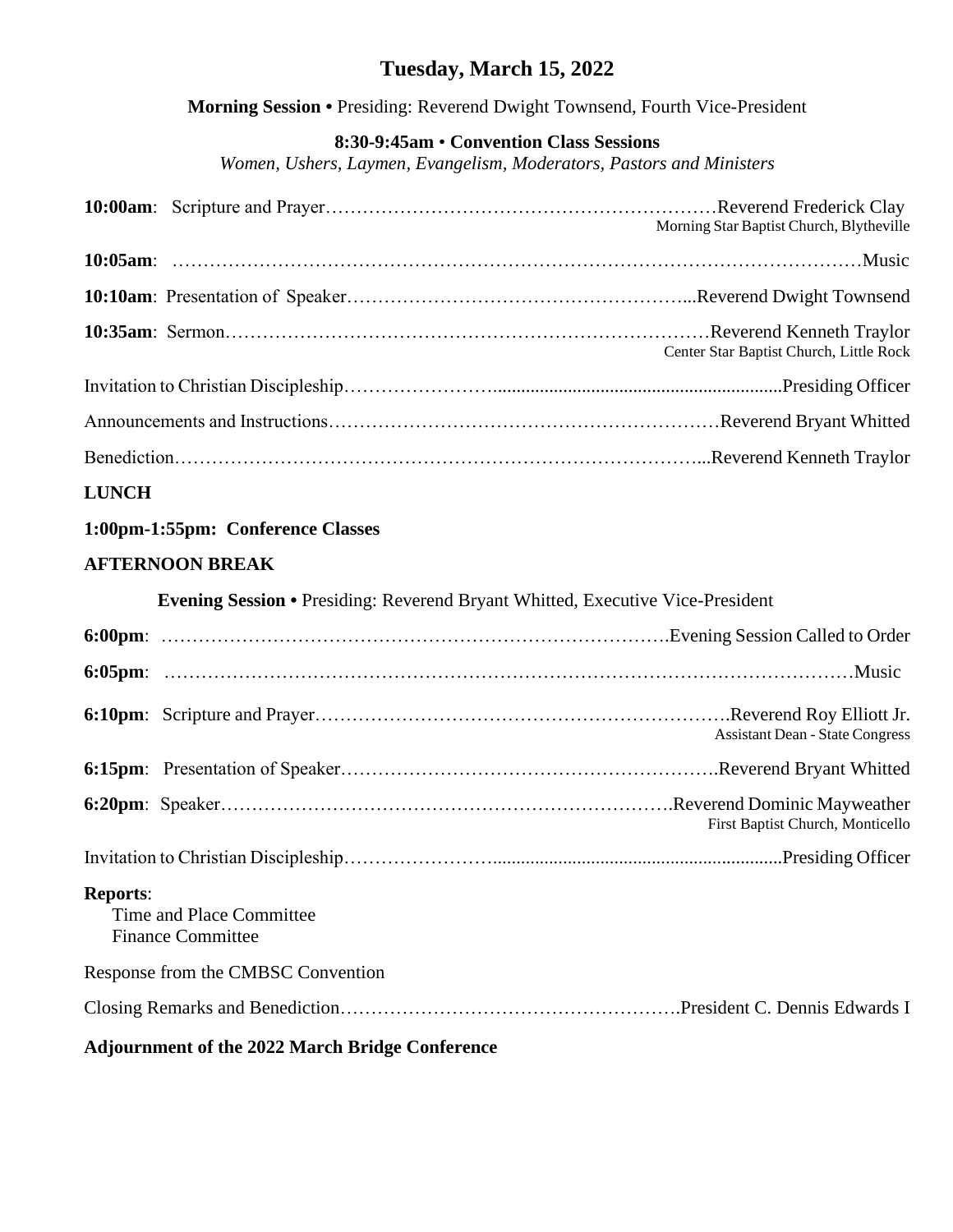# Tuesday, March 15, 2022

**Morning Session •** Presiding: Reverend Dwight Townsend, Fourth Vice-President

**8:30-9:45am • Convention Class Sessions**

*Women, Ushers, Laymen, Evangelism, Moderators, Pastors and Ministers*

**10:00am**: Scripture and Prayer……Reverend Frederick Clay
Morning Star Baptist Church, Blytheville

**10:05am**: ……Music

**10:10am**: Presentation of Speaker……Reverend Dwight Townsend

**10:35am**: Sermon……Reverend Kenneth Traylor
Center Star Baptist Church, Little Rock

Invitation to Christian Discipleship……Presiding Officer

Announcements and Instructions……Reverend Bryant Whitted

Benediction……Reverend Kenneth Traylor

**LUNCH**

**1:00pm-1:55pm: Conference Classes**

**AFTERNOON BREAK**

**Evening Session •** Presiding: Reverend Bryant Whitted, Executive Vice-President

**6:00pm**: ……Evening Session Called to Order

**6:05pm**: ……Music

**6:10pm**: Scripture and Prayer……Reverend Roy Elliott Jr.
Assistant Dean - State Congress

**6:15pm**: Presentation of Speaker……Reverend Bryant Whitted

**6:20pm**: Speaker……Reverend Dominic Mayweather
First Baptist Church, Monticello

Invitation to Christian Discipleship……Presiding Officer

**Reports**:
- Time and Place Committee
- Finance Committee

Response from the CMBSC Convention

Closing Remarks and Benediction……President C. Dennis Edwards I

**Adjournment of the 2022 March Bridge Conference**